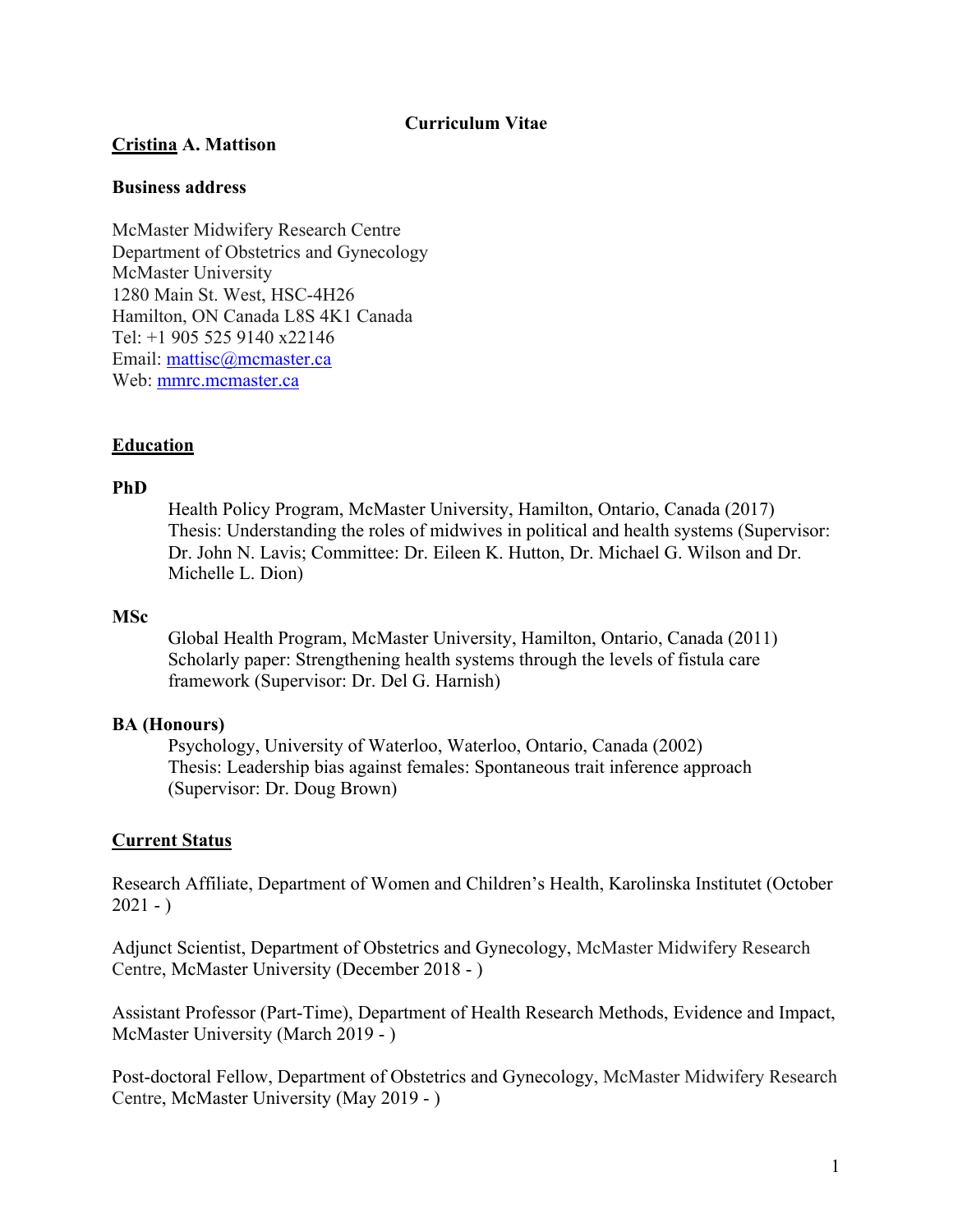# Curriculum Vitae

**Cristina A. Mattison**

**Business address**

McMaster Midwifery Research Centre
Department of Obstetrics and Gynecology
McMaster University
1280 Main St. West, HSC-4H26
Hamilton, ON Canada L8S 4K1 Canada
Tel: +1 905 525 9140 x22146
Email: mattisc@mcmaster.ca
Web: mmrc.mcmaster.ca

## Education

**PhD**

Health Policy Program, McMaster University, Hamilton, Ontario, Canada (2017)
Thesis: Understanding the roles of midwives in political and health systems (Supervisor: Dr. John N. Lavis; Committee: Dr. Eileen K. Hutton, Dr. Michael G. Wilson and Dr. Michelle L. Dion)

**MSc**

Global Health Program, McMaster University, Hamilton, Ontario, Canada (2011)
Scholarly paper: Strengthening health systems through the levels of fistula care framework (Supervisor: Dr. Del G. Harnish)

**BA (Honours)**

Psychology, University of Waterloo, Waterloo, Ontario, Canada (2002)
Thesis: Leadership bias against females: Spontaneous trait inference approach (Supervisor: Dr. Doug Brown)

## Current Status

Research Affiliate, Department of Women and Children's Health, Karolinska Institutet (October 2021 - )

Adjunct Scientist, Department of Obstetrics and Gynecology, McMaster Midwifery Research Centre, McMaster University (December 2018 - )

Assistant Professor (Part-Time), Department of Health Research Methods, Evidence and Impact, McMaster University (March 2019 - )

Post-doctoral Fellow, Department of Obstetrics and Gynecology, McMaster Midwifery Research Centre, McMaster University (May 2019 - )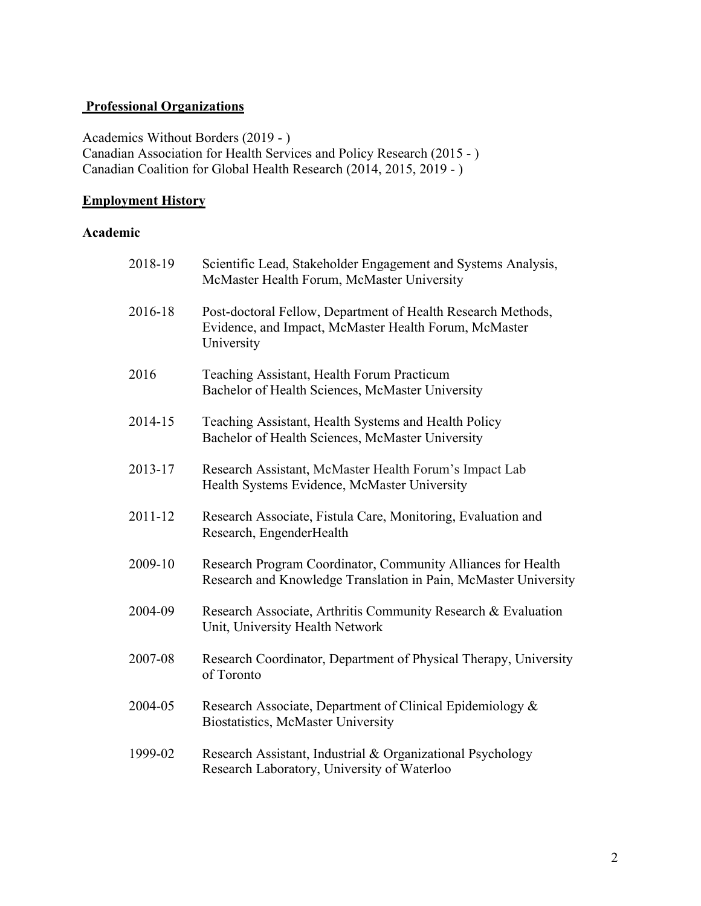## Professional Organizations

Academics Without Borders (2019 - )
Canadian Association for Health Services and Policy Research (2015 - )
Canadian Coalition for Global Health Research (2014, 2015, 2019 - )

## Employment History

### Academic

| | |
|---|---|
| 2018-19 | Scientific Lead, Stakeholder Engagement and Systems Analysis, McMaster Health Forum, McMaster University |
| 2016-18 | Post-doctoral Fellow, Department of Health Research Methods, Evidence, and Impact, McMaster Health Forum, McMaster University |
| 2016 | Teaching Assistant, Health Forum Practicum<br>Bachelor of Health Sciences, McMaster University |
| 2014-15 | Teaching Assistant, Health Systems and Health Policy<br>Bachelor of Health Sciences, McMaster University |
| 2013-17 | Research Assistant, McMaster Health Forum's Impact Lab<br>Health Systems Evidence, McMaster University |
| 2011-12 | Research Associate, Fistula Care, Monitoring, Evaluation and Research, EngenderHealth |
| 2009-10 | Research Program Coordinator, Community Alliances for Health Research and Knowledge Translation in Pain, McMaster University |
| 2004-09 | Research Associate, Arthritis Community Research & Evaluation Unit, University Health Network |
| 2007-08 | Research Coordinator, Department of Physical Therapy, University of Toronto |
| 2004-05 | Research Associate, Department of Clinical Epidemiology & Biostatistics, McMaster University |
| 1999-02 | Research Assistant, Industrial & Organizational Psychology Research Laboratory, University of Waterloo |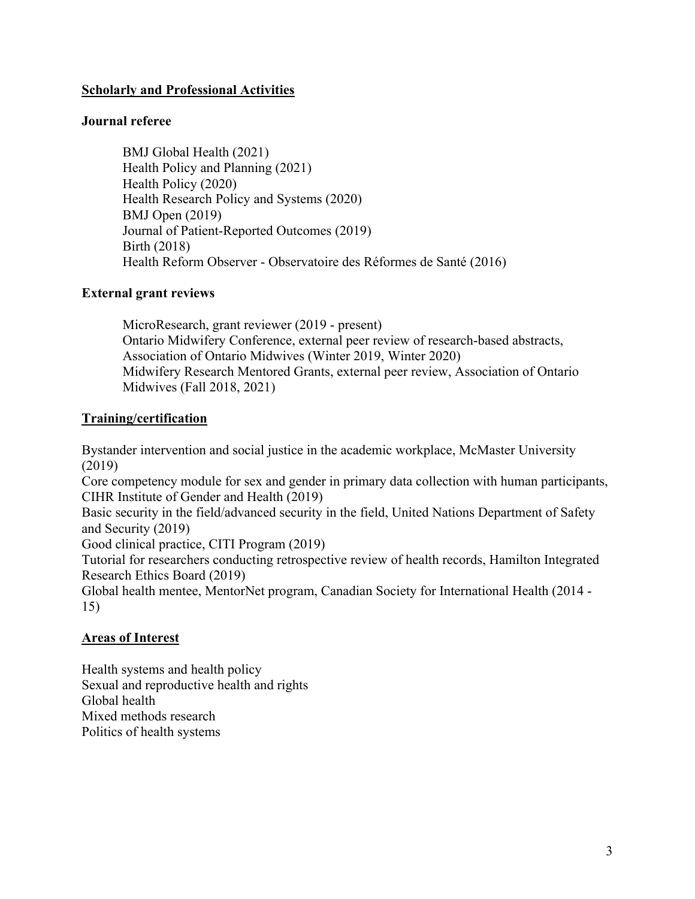## Scholarly and Professional Activities

### Journal referee

BMJ Global Health (2021)
Health Policy and Planning (2021)
Health Policy (2020)
Health Research Policy and Systems (2020)
BMJ Open (2019)
Journal of Patient-Reported Outcomes (2019)
Birth (2018)
Health Reform Observer - Observatoire des Réformes de Santé (2016)

### External grant reviews

MicroResearch, grant reviewer (2019 - present)
Ontario Midwifery Conference, external peer review of research-based abstracts, Association of Ontario Midwives (Winter 2019, Winter 2020)
Midwifery Research Mentored Grants, external peer review, Association of Ontario Midwives (Fall 2018, 2021)

## Training/certification

Bystander intervention and social justice in the academic workplace, McMaster University (2019)
Core competency module for sex and gender in primary data collection with human participants, CIHR Institute of Gender and Health (2019)
Basic security in the field/advanced security in the field, United Nations Department of Safety and Security (2019)
Good clinical practice, CITI Program (2019)
Tutorial for researchers conducting retrospective review of health records, Hamilton Integrated Research Ethics Board (2019)
Global health mentee, MentorNet program, Canadian Society for International Health (2014 - 15)

## Areas of Interest

Health systems and health policy
Sexual and reproductive health and rights
Global health
Mixed methods research
Politics of health systems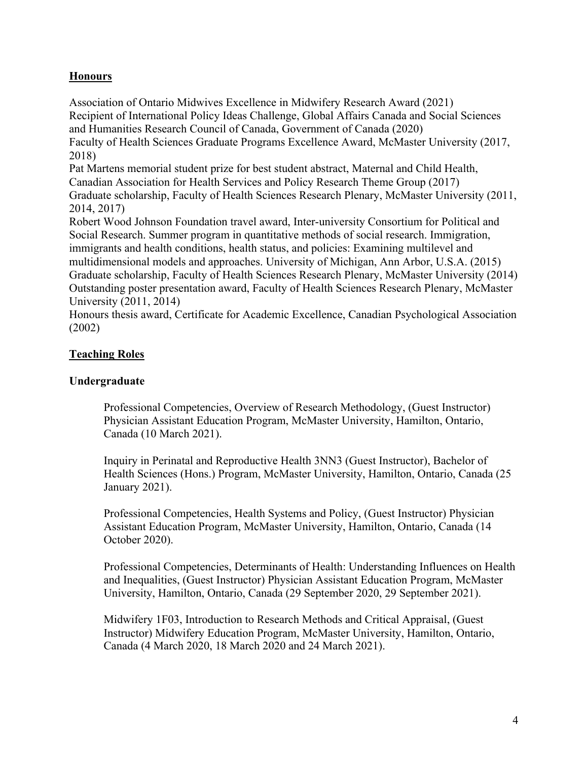## Honours

Association of Ontario Midwives Excellence in Midwifery Research Award (2021)
Recipient of International Policy Ideas Challenge, Global Affairs Canada and Social Sciences and Humanities Research Council of Canada, Government of Canada (2020)
Faculty of Health Sciences Graduate Programs Excellence Award, McMaster University (2017, 2018)
Pat Martens memorial student prize for best student abstract, Maternal and Child Health, Canadian Association for Health Services and Policy Research Theme Group (2017)
Graduate scholarship, Faculty of Health Sciences Research Plenary, McMaster University (2011, 2014, 2017)
Robert Wood Johnson Foundation travel award, Inter-university Consortium for Political and Social Research. Summer program in quantitative methods of social research. Immigration, immigrants and health conditions, health status, and policies: Examining multilevel and multidimensional models and approaches. University of Michigan, Ann Arbor, U.S.A. (2015)
Graduate scholarship, Faculty of Health Sciences Research Plenary, McMaster University (2014)
Outstanding poster presentation award, Faculty of Health Sciences Research Plenary, McMaster University (2011, 2014)
Honours thesis award, Certificate for Academic Excellence, Canadian Psychological Association (2002)

## Teaching Roles

### Undergraduate

Professional Competencies, Overview of Research Methodology, (Guest Instructor) Physician Assistant Education Program, McMaster University, Hamilton, Ontario, Canada (10 March 2021).

Inquiry in Perinatal and Reproductive Health 3NN3 (Guest Instructor), Bachelor of Health Sciences (Hons.) Program, McMaster University, Hamilton, Ontario, Canada (25 January 2021).

Professional Competencies, Health Systems and Policy, (Guest Instructor) Physician Assistant Education Program, McMaster University, Hamilton, Ontario, Canada (14 October 2020).

Professional Competencies, Determinants of Health: Understanding Influences on Health and Inequalities, (Guest Instructor) Physician Assistant Education Program, McMaster University, Hamilton, Ontario, Canada (29 September 2020, 29 September 2021).

Midwifery 1F03, Introduction to Research Methods and Critical Appraisal, (Guest Instructor) Midwifery Education Program, McMaster University, Hamilton, Ontario, Canada (4 March 2020, 18 March 2020 and 24 March 2021).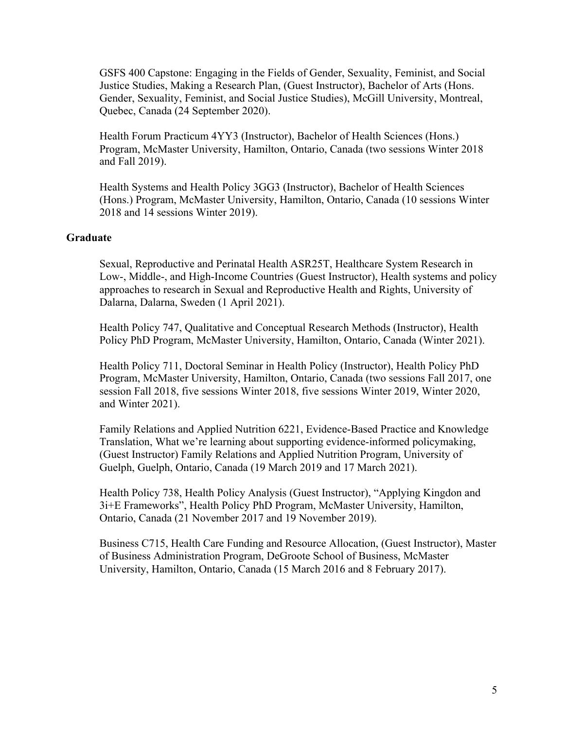GSFS 400 Capstone: Engaging in the Fields of Gender, Sexuality, Feminist, and Social Justice Studies, Making a Research Plan, (Guest Instructor), Bachelor of Arts (Hons. Gender, Sexuality, Feminist, and Social Justice Studies), McGill University, Montreal, Quebec, Canada (24 September 2020).

Health Forum Practicum 4YY3 (Instructor), Bachelor of Health Sciences (Hons.) Program, McMaster University, Hamilton, Ontario, Canada (two sessions Winter 2018 and Fall 2019).

Health Systems and Health Policy 3GG3 (Instructor), Bachelor of Health Sciences (Hons.) Program, McMaster University, Hamilton, Ontario, Canada (10 sessions Winter 2018 and 14 sessions Winter 2019).

### Graduate

Sexual, Reproductive and Perinatal Health ASR25T, Healthcare System Research in Low-, Middle-, and High-Income Countries (Guest Instructor), Health systems and policy approaches to research in Sexual and Reproductive Health and Rights, University of Dalarna, Dalarna, Sweden (1 April 2021).

Health Policy 747, Qualitative and Conceptual Research Methods (Instructor), Health Policy PhD Program, McMaster University, Hamilton, Ontario, Canada (Winter 2021).

Health Policy 711, Doctoral Seminar in Health Policy (Instructor), Health Policy PhD Program, McMaster University, Hamilton, Ontario, Canada (two sessions Fall 2017, one session Fall 2018, five sessions Winter 2018, five sessions Winter 2019, Winter 2020, and Winter 2021).

Family Relations and Applied Nutrition 6221, Evidence-Based Practice and Knowledge Translation, What we're learning about supporting evidence-informed policymaking, (Guest Instructor) Family Relations and Applied Nutrition Program, University of Guelph, Guelph, Ontario, Canada (19 March 2019 and 17 March 2021).

Health Policy 738, Health Policy Analysis (Guest Instructor), "Applying Kingdon and 3i+E Frameworks", Health Policy PhD Program, McMaster University, Hamilton, Ontario, Canada (21 November 2017 and 19 November 2019).

Business C715, Health Care Funding and Resource Allocation, (Guest Instructor), Master of Business Administration Program, DeGroote School of Business, McMaster University, Hamilton, Ontario, Canada (15 March 2016 and 8 February 2017).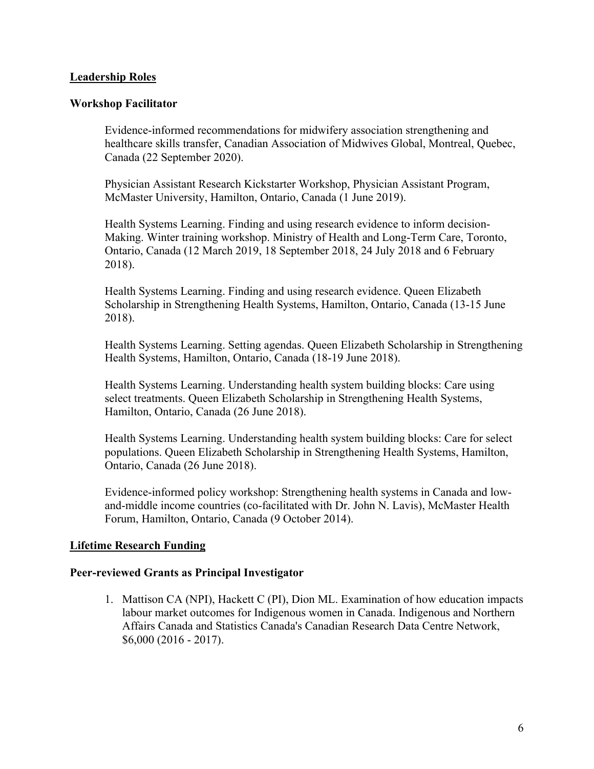## Leadership Roles

### Workshop Facilitator

Evidence-informed recommendations for midwifery association strengthening and healthcare skills transfer, Canadian Association of Midwives Global, Montreal, Quebec, Canada (22 September 2020).

Physician Assistant Research Kickstarter Workshop, Physician Assistant Program, McMaster University, Hamilton, Ontario, Canada (1 June 2019).

Health Systems Learning. Finding and using research evidence to inform decision-Making. Winter training workshop. Ministry of Health and Long-Term Care, Toronto, Ontario, Canada (12 March 2019, 18 September 2018, 24 July 2018 and 6 February 2018).

Health Systems Learning. Finding and using research evidence. Queen Elizabeth Scholarship in Strengthening Health Systems, Hamilton, Ontario, Canada (13-15 June 2018).

Health Systems Learning. Setting agendas. Queen Elizabeth Scholarship in Strengthening Health Systems, Hamilton, Ontario, Canada (18-19 June 2018).

Health Systems Learning. Understanding health system building blocks: Care using select treatments. Queen Elizabeth Scholarship in Strengthening Health Systems, Hamilton, Ontario, Canada (26 June 2018).

Health Systems Learning. Understanding health system building blocks: Care for select populations. Queen Elizabeth Scholarship in Strengthening Health Systems, Hamilton, Ontario, Canada (26 June 2018).

Evidence-informed policy workshop: Strengthening health systems in Canada and low-and-middle income countries (co-facilitated with Dr. John N. Lavis), McMaster Health Forum, Hamilton, Ontario, Canada (9 October 2014).

## Lifetime Research Funding

### Peer-reviewed Grants as Principal Investigator

1. Mattison CA (NPI), Hackett C (PI), Dion ML. Examination of how education impacts labour market outcomes for Indigenous women in Canada. Indigenous and Northern Affairs Canada and Statistics Canada's Canadian Research Data Centre Network, $6,000 (2016 - 2017).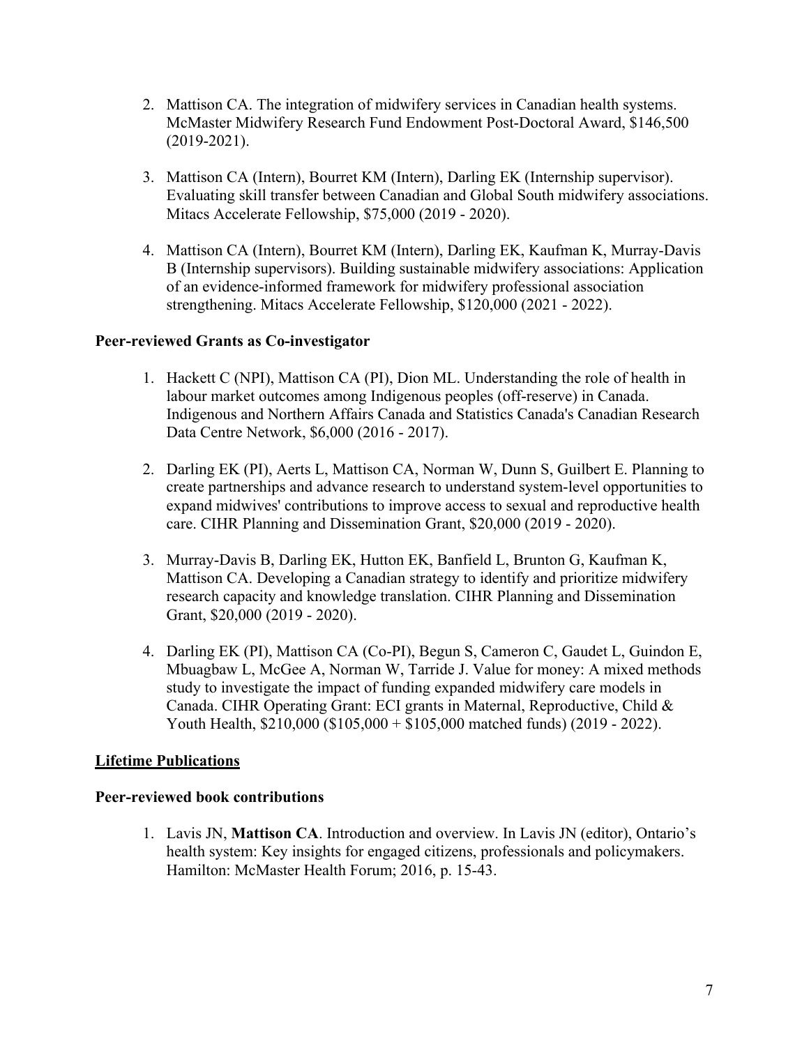2. Mattison CA. The integration of midwifery services in Canadian health systems. McMaster Midwifery Research Fund Endowment Post-Doctoral Award, $146,500 (2019-2021).

3. Mattison CA (Intern), Bourret KM (Intern), Darling EK (Internship supervisor). Evaluating skill transfer between Canadian and Global South midwifery associations. Mitacs Accelerate Fellowship, $75,000 (2019 - 2020).

4. Mattison CA (Intern), Bourret KM (Intern), Darling EK, Kaufman K, Murray-Davis B (Internship supervisors). Building sustainable midwifery associations: Application of an evidence-informed framework for midwifery professional association strengthening. Mitacs Accelerate Fellowship, $120,000 (2021 - 2022).

**Peer-reviewed Grants as Co-investigator**

1. Hackett C (NPI), Mattison CA (PI), Dion ML. Understanding the role of health in labour market outcomes among Indigenous peoples (off-reserve) in Canada. Indigenous and Northern Affairs Canada and Statistics Canada's Canadian Research Data Centre Network, $6,000 (2016 - 2017).

2. Darling EK (PI), Aerts L, Mattison CA, Norman W, Dunn S, Guilbert E. Planning to create partnerships and advance research to understand system-level opportunities to expand midwives' contributions to improve access to sexual and reproductive health care. CIHR Planning and Dissemination Grant, $20,000 (2019 - 2020).

3. Murray-Davis B, Darling EK, Hutton EK, Banfield L, Brunton G, Kaufman K, Mattison CA. Developing a Canadian strategy to identify and prioritize midwifery research capacity and knowledge translation. CIHR Planning and Dissemination Grant, $20,000 (2019 - 2020).

4. Darling EK (PI), Mattison CA (Co-PI), Begun S, Cameron C, Gaudet L, Guindon E, Mbuagbaw L, McGee A, Norman W, Tarride J. Value for money: A mixed methods study to investigate the impact of funding expanded midwifery care models in Canada. CIHR Operating Grant: ECI grants in Maternal, Reproductive, Child & Youth Health, $210,000 ($105,000 + $105,000 matched funds) (2019 - 2022).

## Lifetime Publications

**Peer-reviewed book contributions**

1. Lavis JN, **Mattison CA**. Introduction and overview. In Lavis JN (editor), Ontario's health system: Key insights for engaged citizens, professionals and policymakers. Hamilton: McMaster Health Forum; 2016, p. 15-43.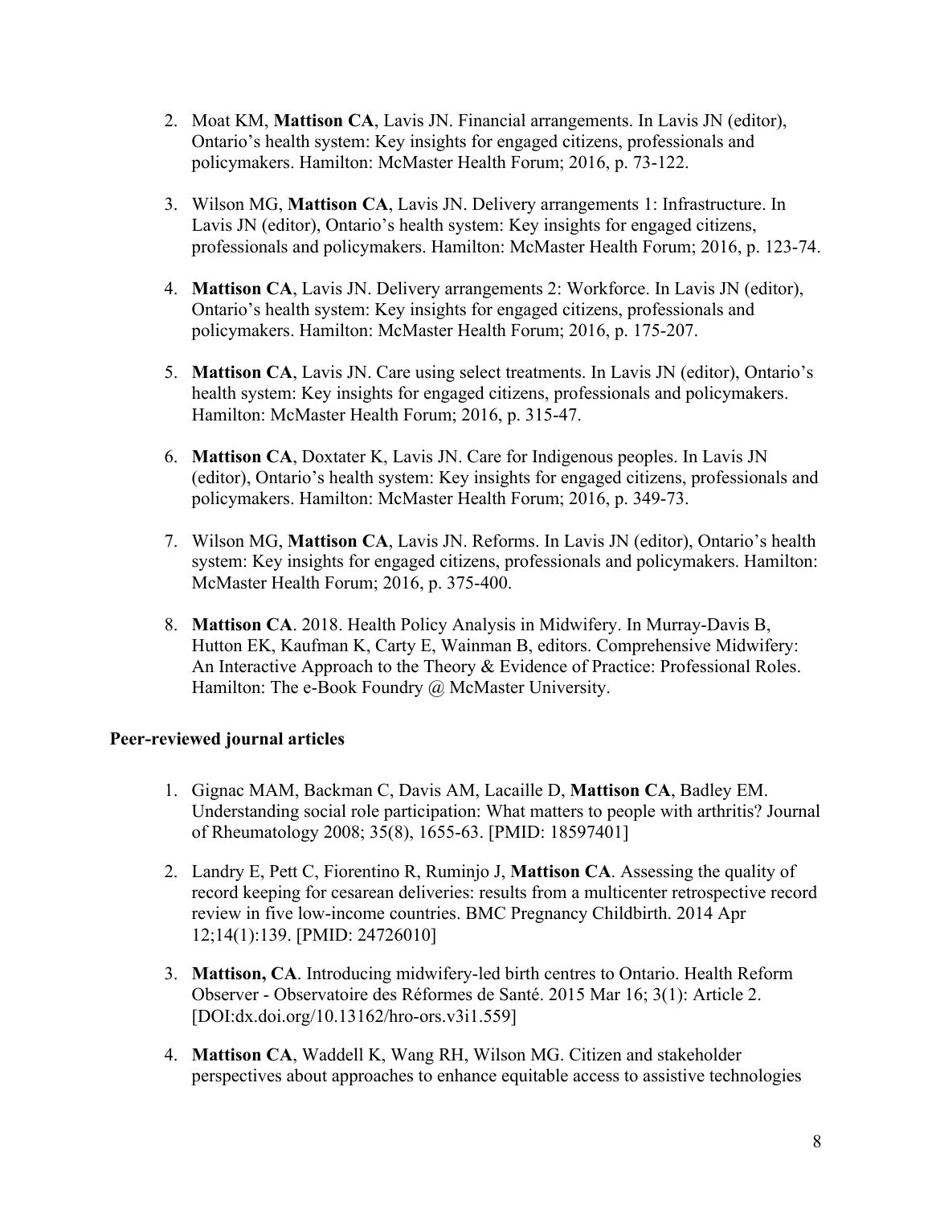2. Moat KM, **Mattison CA**, Lavis JN. Financial arrangements. In Lavis JN (editor), Ontario's health system: Key insights for engaged citizens, professionals and policymakers. Hamilton: McMaster Health Forum; 2016, p. 73-122.

3. Wilson MG, **Mattison CA**, Lavis JN. Delivery arrangements 1: Infrastructure. In Lavis JN (editor), Ontario's health system: Key insights for engaged citizens, professionals and policymakers. Hamilton: McMaster Health Forum; 2016, p. 123-74.

4. **Mattison CA**, Lavis JN. Delivery arrangements 2: Workforce. In Lavis JN (editor), Ontario's health system: Key insights for engaged citizens, professionals and policymakers. Hamilton: McMaster Health Forum; 2016, p. 175-207.

5. **Mattison CA**, Lavis JN. Care using select treatments. In Lavis JN (editor), Ontario's health system: Key insights for engaged citizens, professionals and policymakers. Hamilton: McMaster Health Forum; 2016, p. 315-47.

6. **Mattison CA**, Doxtater K, Lavis JN. Care for Indigenous peoples. In Lavis JN (editor), Ontario's health system: Key insights for engaged citizens, professionals and policymakers. Hamilton: McMaster Health Forum; 2016, p. 349-73.

7. Wilson MG, **Mattison CA**, Lavis JN. Reforms. In Lavis JN (editor), Ontario's health system: Key insights for engaged citizens, professionals and policymakers. Hamilton: McMaster Health Forum; 2016, p. 375-400.

8. **Mattison CA**. 2018. Health Policy Analysis in Midwifery. In Murray-Davis B, Hutton EK, Kaufman K, Carty E, Wainman B, editors. Comprehensive Midwifery: An Interactive Approach to the Theory & Evidence of Practice: Professional Roles. Hamilton: The e-Book Foundry @ McMaster University.

**Peer-reviewed journal articles**

1. Gignac MAM, Backman C, Davis AM, Lacaille D, **Mattison CA**, Badley EM. Understanding social role participation: What matters to people with arthritis? Journal of Rheumatology 2008; 35(8), 1655-63. [PMID: 18597401]

2. Landry E, Pett C, Fiorentino R, Ruminjo J, **Mattison CA**. Assessing the quality of record keeping for cesarean deliveries: results from a multicenter retrospective record review in five low-income countries. BMC Pregnancy Childbirth. 2014 Apr 12;14(1):139. [PMID: 24726010]

3. **Mattison, CA**. Introducing midwifery-led birth centres to Ontario. Health Reform Observer - Observatoire des Réformes de Santé. 2015 Mar 16; 3(1): Article 2. [DOI:dx.doi.org/10.13162/hro-ors.v3i1.559]

4. **Mattison CA**, Waddell K, Wang RH, Wilson MG. Citizen and stakeholder perspectives about approaches to enhance equitable access to assistive technologies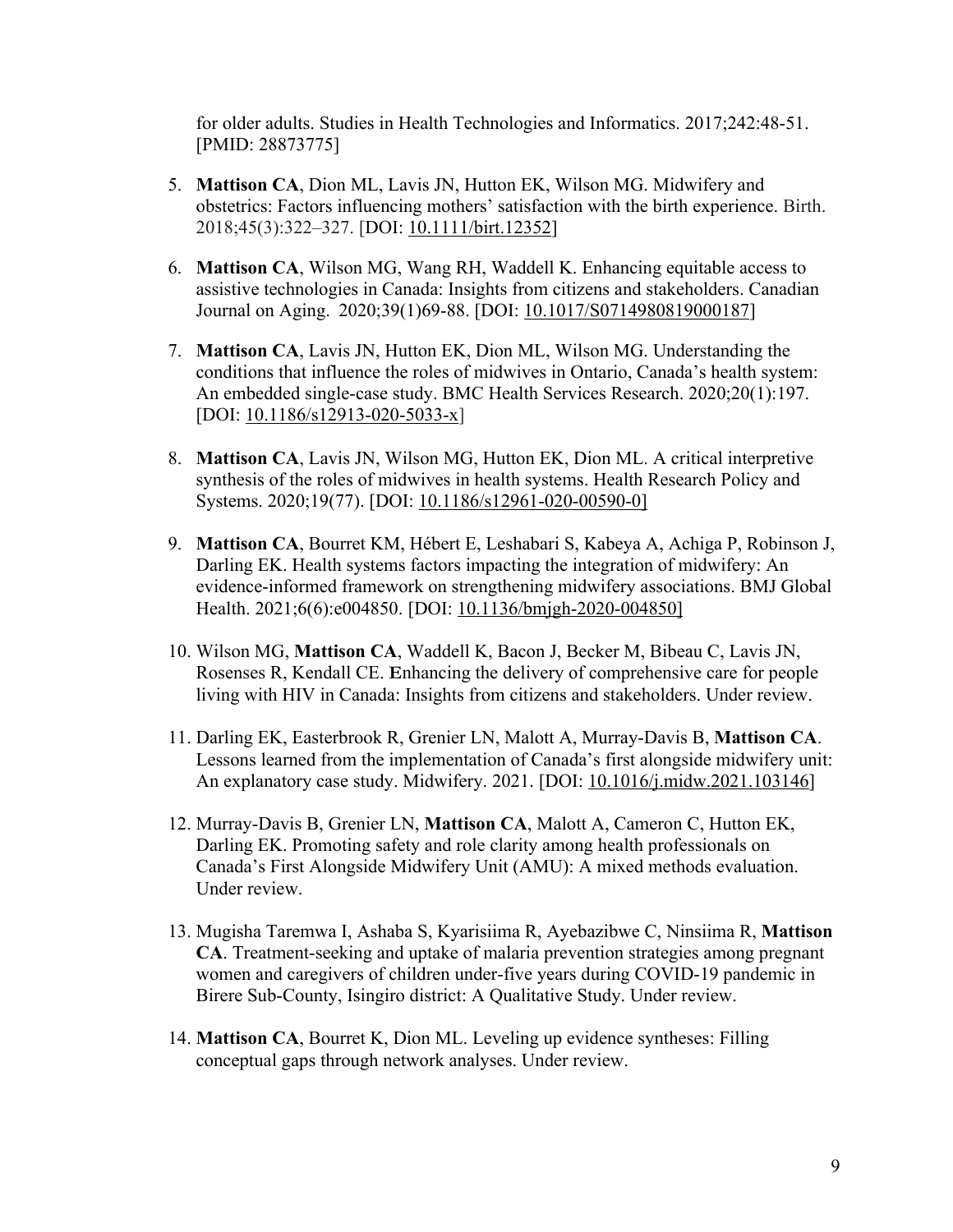for older adults. Studies in Health Technologies and Informatics. 2017;242:48-51. [PMID: 28873775]

5. **Mattison CA**, Dion ML, Lavis JN, Hutton EK, Wilson MG. Midwifery and obstetrics: Factors influencing mothers' satisfaction with the birth experience. Birth. 2018;45(3):322–327. [DOI: 10.1111/birt.12352]

6. **Mattison CA**, Wilson MG, Wang RH, Waddell K. Enhancing equitable access to assistive technologies in Canada: Insights from citizens and stakeholders. Canadian Journal on Aging. 2020;39(1)69-88. [DOI: 10.1017/S0714980819000187]

7. **Mattison CA**, Lavis JN, Hutton EK, Dion ML, Wilson MG. Understanding the conditions that influence the roles of midwives in Ontario, Canada's health system: An embedded single-case study. BMC Health Services Research. 2020;20(1):197. [DOI: 10.1186/s12913-020-5033-x]

8. **Mattison CA**, Lavis JN, Wilson MG, Hutton EK, Dion ML. A critical interpretive synthesis of the roles of midwives in health systems. Health Research Policy and Systems. 2020;19(77). [DOI: 10.1186/s12961-020-00590-0]

9. **Mattison CA**, Bourret KM, Hébert E, Leshabari S, Kabeya A, Achiga P, Robinson J, Darling EK. Health systems factors impacting the integration of midwifery: An evidence-informed framework on strengthening midwifery associations. BMJ Global Health. 2021;6(6):e004850. [DOI: 10.1136/bmjgh-2020-004850]

10. Wilson MG, **Mattison CA**, Waddell K, Bacon J, Becker M, Bibeau C, Lavis JN, Rosenses R, Kendall CE. Enhancing the delivery of comprehensive care for people living with HIV in Canada: Insights from citizens and stakeholders. Under review.

11. Darling EK, Easterbrook R, Grenier LN, Malott A, Murray-Davis B, **Mattison CA**. Lessons learned from the implementation of Canada's first alongside midwifery unit: An explanatory case study. Midwifery. 2021. [DOI: 10.1016/j.midw.2021.103146]

12. Murray-Davis B, Grenier LN, **Mattison CA**, Malott A, Cameron C, Hutton EK, Darling EK. Promoting safety and role clarity among health professionals on Canada's First Alongside Midwifery Unit (AMU): A mixed methods evaluation. Under review.

13. Mugisha Taremwa I, Ashaba S, Kyarisiima R, Ayebazibwe C, Ninsiima R, **Mattison CA**. Treatment-seeking and uptake of malaria prevention strategies among pregnant women and caregivers of children under-five years during COVID-19 pandemic in Birere Sub-County, Isingiro district: A Qualitative Study. Under review.

14. **Mattison CA**, Bourret K, Dion ML. Leveling up evidence syntheses: Filling conceptual gaps through network analyses. Under review.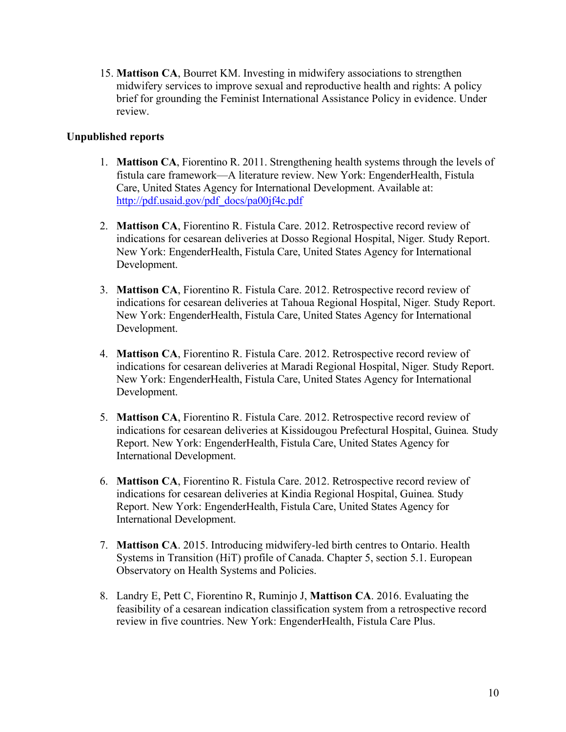15. **Mattison CA**, Bourret KM. Investing in midwifery associations to strengthen midwifery services to improve sexual and reproductive health and rights: A policy brief for grounding the Feminist International Assistance Policy in evidence. Under review.

**Unpublished reports**

1. **Mattison CA**, Fiorentino R. 2011. Strengthening health systems through the levels of fistula care framework—A literature review. New York: EngenderHealth, Fistula Care, United States Agency for International Development. Available at: http://pdf.usaid.gov/pdf_docs/pa00jf4c.pdf

2. **Mattison CA**, Fiorentino R. Fistula Care. 2012. Retrospective record review of indications for cesarean deliveries at Dosso Regional Hospital, Niger. *Study Report*. New York: EngenderHealth, Fistula Care, United States Agency for International Development.

3. **Mattison CA**, Fiorentino R. Fistula Care. 2012. Retrospective record review of indications for cesarean deliveries at Tahoua Regional Hospital, Niger. *Study Report*. New York: EngenderHealth, Fistula Care, United States Agency for International Development.

4. **Mattison CA**, Fiorentino R. Fistula Care. 2012. Retrospective record review of indications for cesarean deliveries at Maradi Regional Hospital, Niger. *Study Report*. New York: EngenderHealth, Fistula Care, United States Agency for International Development.

5. **Mattison CA**, Fiorentino R. Fistula Care. 2012. Retrospective record review of indications for cesarean deliveries at Kissidougou Prefectural Hospital, Guinea. *Study Report*. New York: EngenderHealth, Fistula Care, United States Agency for International Development.

6. **Mattison CA**, Fiorentino R. Fistula Care. 2012. Retrospective record review of indications for cesarean deliveries at Kindia Regional Hospital, Guinea. *Study Report*. New York: EngenderHealth, Fistula Care, United States Agency for International Development.

7. **Mattison CA**. 2015. Introducing midwifery-led birth centres to Ontario. Health Systems in Transition (HiT) profile of Canada. Chapter 5, section 5.1. European Observatory on Health Systems and Policies.

8. Landry E, Pett C, Fiorentino R, Ruminjo J, **Mattison CA**. 2016. Evaluating the feasibility of a cesarean indication classification system from a retrospective record review in five countries. New York: EngenderHealth, Fistula Care Plus.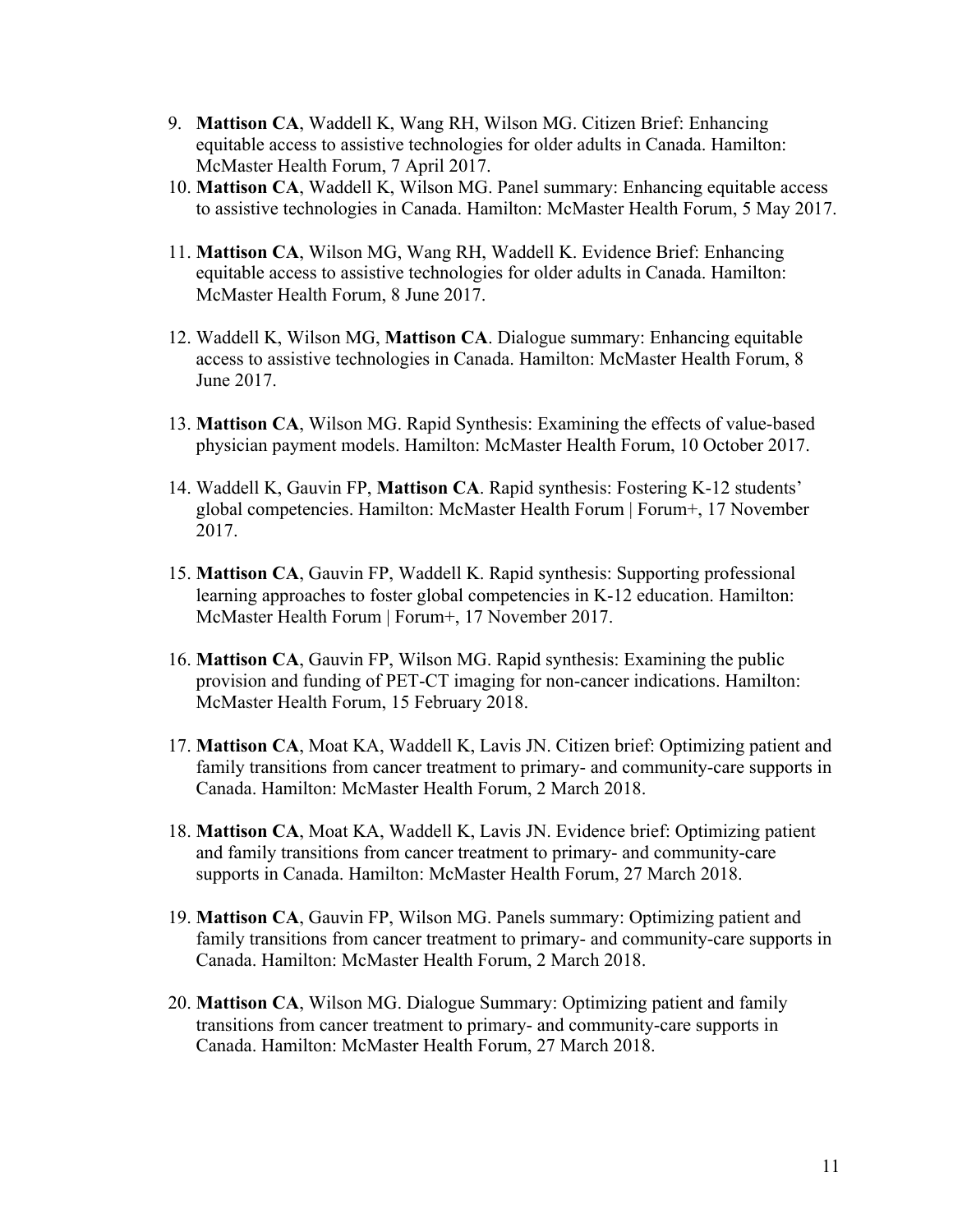9. **Mattison CA**, Waddell K, Wang RH, Wilson MG. Citizen Brief: Enhancing equitable access to assistive technologies for older adults in Canada. Hamilton: McMaster Health Forum, 7 April 2017.
10. **Mattison CA**, Waddell K, Wilson MG. Panel summary: Enhancing equitable access to assistive technologies in Canada. Hamilton: McMaster Health Forum, 5 May 2017.
11. **Mattison CA**, Wilson MG, Wang RH, Waddell K. Evidence Brief: Enhancing equitable access to assistive technologies for older adults in Canada. Hamilton: McMaster Health Forum, 8 June 2017.
12. Waddell K, Wilson MG, **Mattison CA**. Dialogue summary: Enhancing equitable access to assistive technologies in Canada. Hamilton: McMaster Health Forum, 8 June 2017.
13. **Mattison CA**, Wilson MG. Rapid Synthesis: Examining the effects of value-based physician payment models. Hamilton: McMaster Health Forum, 10 October 2017.
14. Waddell K, Gauvin FP, **Mattison CA**. Rapid synthesis: Fostering K-12 students' global competencies. Hamilton: McMaster Health Forum | Forum+, 17 November 2017.
15. **Mattison CA**, Gauvin FP, Waddell K. Rapid synthesis: Supporting professional learning approaches to foster global competencies in K-12 education. Hamilton: McMaster Health Forum | Forum+, 17 November 2017.
16. **Mattison CA**, Gauvin FP, Wilson MG. Rapid synthesis: Examining the public provision and funding of PET-CT imaging for non-cancer indications. Hamilton: McMaster Health Forum, 15 February 2018.
17. **Mattison CA**, Moat KA, Waddell K, Lavis JN. Citizen brief: Optimizing patient and family transitions from cancer treatment to primary- and community-care supports in Canada. Hamilton: McMaster Health Forum, 2 March 2018.
18. **Mattison CA**, Moat KA, Waddell K, Lavis JN. Evidence brief: Optimizing patient and family transitions from cancer treatment to primary- and community-care supports in Canada. Hamilton: McMaster Health Forum, 27 March 2018.
19. **Mattison CA**, Gauvin FP, Wilson MG. Panels summary: Optimizing patient and family transitions from cancer treatment to primary- and community-care supports in Canada. Hamilton: McMaster Health Forum, 2 March 2018.
20. **Mattison CA**, Wilson MG. Dialogue Summary: Optimizing patient and family transitions from cancer treatment to primary- and community-care supports in Canada. Hamilton: McMaster Health Forum, 27 March 2018.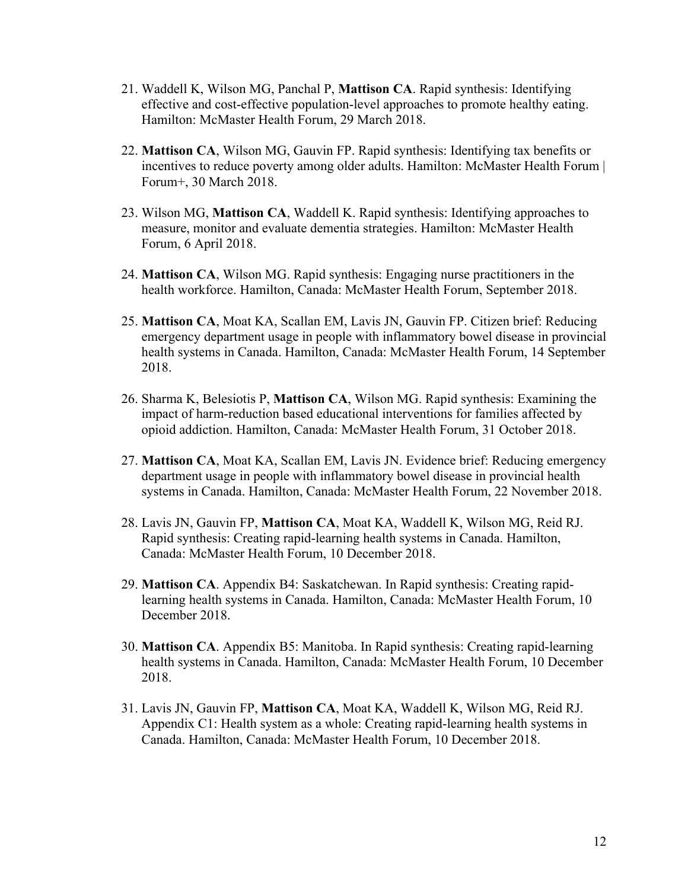21. Waddell K, Wilson MG, Panchal P, **Mattison CA**. Rapid synthesis: Identifying effective and cost-effective population-level approaches to promote healthy eating. Hamilton: McMaster Health Forum, 29 March 2018.

22. **Mattison CA**, Wilson MG, Gauvin FP. Rapid synthesis: Identifying tax benefits or incentives to reduce poverty among older adults. Hamilton: McMaster Health Forum | Forum+, 30 March 2018.

23. Wilson MG, **Mattison CA**, Waddell K. Rapid synthesis: Identifying approaches to measure, monitor and evaluate dementia strategies. Hamilton: McMaster Health Forum, 6 April 2018.

24. **Mattison CA**, Wilson MG. Rapid synthesis: Engaging nurse practitioners in the health workforce. Hamilton, Canada: McMaster Health Forum, September 2018.

25. **Mattison CA**, Moat KA, Scallan EM, Lavis JN, Gauvin FP. Citizen brief: Reducing emergency department usage in people with inflammatory bowel disease in provincial health systems in Canada. Hamilton, Canada: McMaster Health Forum, 14 September 2018.

26. Sharma K, Belesiotis P, **Mattison CA**, Wilson MG. Rapid synthesis: Examining the impact of harm-reduction based educational interventions for families affected by opioid addiction. Hamilton, Canada: McMaster Health Forum, 31 October 2018.

27. **Mattison CA**, Moat KA, Scallan EM, Lavis JN. Evidence brief: Reducing emergency department usage in people with inflammatory bowel disease in provincial health systems in Canada. Hamilton, Canada: McMaster Health Forum, 22 November 2018.

28. Lavis JN, Gauvin FP, **Mattison CA**, Moat KA, Waddell K, Wilson MG, Reid RJ. Rapid synthesis: Creating rapid-learning health systems in Canada. Hamilton, Canada: McMaster Health Forum, 10 December 2018.

29. **Mattison CA**. Appendix B4: Saskatchewan. In Rapid synthesis: Creating rapid-learning health systems in Canada. Hamilton, Canada: McMaster Health Forum, 10 December 2018.

30. **Mattison CA**. Appendix B5: Manitoba. In Rapid synthesis: Creating rapid-learning health systems in Canada. Hamilton, Canada: McMaster Health Forum, 10 December 2018.

31. Lavis JN, Gauvin FP, **Mattison CA**, Moat KA, Waddell K, Wilson MG, Reid RJ. Appendix C1: Health system as a whole: Creating rapid-learning health systems in Canada. Hamilton, Canada: McMaster Health Forum, 10 December 2018.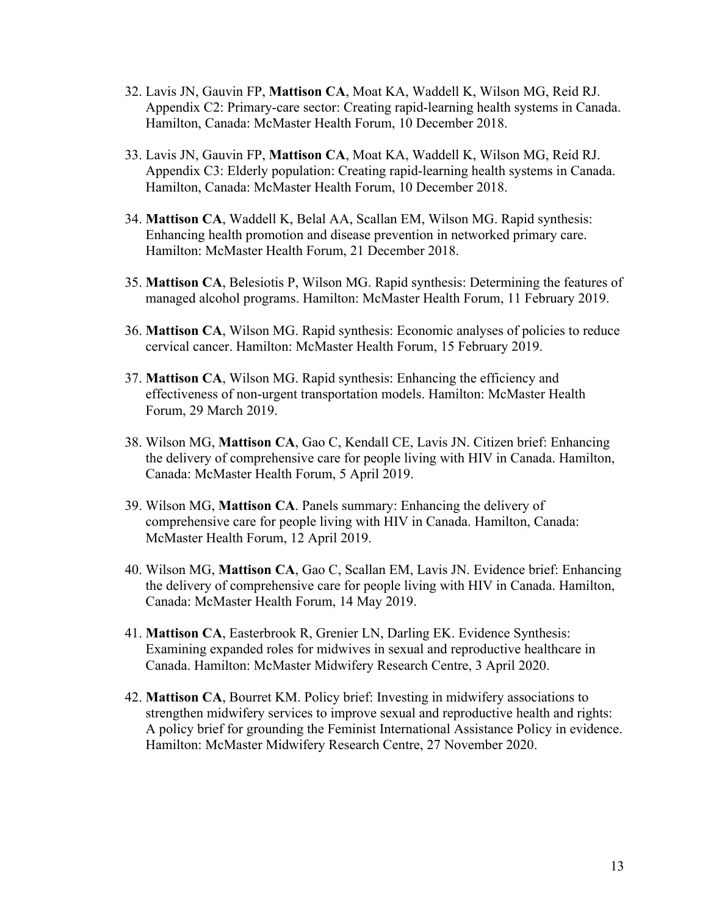32. Lavis JN, Gauvin FP, **Mattison CA**, Moat KA, Waddell K, Wilson MG, Reid RJ. Appendix C2: Primary-care sector: Creating rapid-learning health systems in Canada. Hamilton, Canada: McMaster Health Forum, 10 December 2018.

33. Lavis JN, Gauvin FP, **Mattison CA**, Moat KA, Waddell K, Wilson MG, Reid RJ. Appendix C3: Elderly population: Creating rapid-learning health systems in Canada. Hamilton, Canada: McMaster Health Forum, 10 December 2018.

34. **Mattison CA**, Waddell K, Belal AA, Scallan EM, Wilson MG. Rapid synthesis: Enhancing health promotion and disease prevention in networked primary care. Hamilton: McMaster Health Forum, 21 December 2018.

35. **Mattison CA**, Belesiotis P, Wilson MG. Rapid synthesis: Determining the features of managed alcohol programs. Hamilton: McMaster Health Forum, 11 February 2019.

36. **Mattison CA**, Wilson MG. Rapid synthesis: Economic analyses of policies to reduce cervical cancer. Hamilton: McMaster Health Forum, 15 February 2019.

37. **Mattison CA**, Wilson MG. Rapid synthesis: Enhancing the efficiency and effectiveness of non-urgent transportation models. Hamilton: McMaster Health Forum, 29 March 2019.

38. Wilson MG, **Mattison CA**, Gao C, Kendall CE, Lavis JN. Citizen brief: Enhancing the delivery of comprehensive care for people living with HIV in Canada. Hamilton, Canada: McMaster Health Forum, 5 April 2019.

39. Wilson MG, **Mattison CA**. Panels summary: Enhancing the delivery of comprehensive care for people living with HIV in Canada. Hamilton, Canada: McMaster Health Forum, 12 April 2019.

40. Wilson MG, **Mattison CA**, Gao C, Scallan EM, Lavis JN. Evidence brief: Enhancing the delivery of comprehensive care for people living with HIV in Canada. Hamilton, Canada: McMaster Health Forum, 14 May 2019.

41. **Mattison CA**, Easterbrook R, Grenier LN, Darling EK. Evidence Synthesis: Examining expanded roles for midwives in sexual and reproductive healthcare in Canada. Hamilton: McMaster Midwifery Research Centre, 3 April 2020.

42. **Mattison CA**, Bourret KM. Policy brief: Investing in midwifery associations to strengthen midwifery services to improve sexual and reproductive health and rights: A policy brief for grounding the Feminist International Assistance Policy in evidence. Hamilton: McMaster Midwifery Research Centre, 27 November 2020.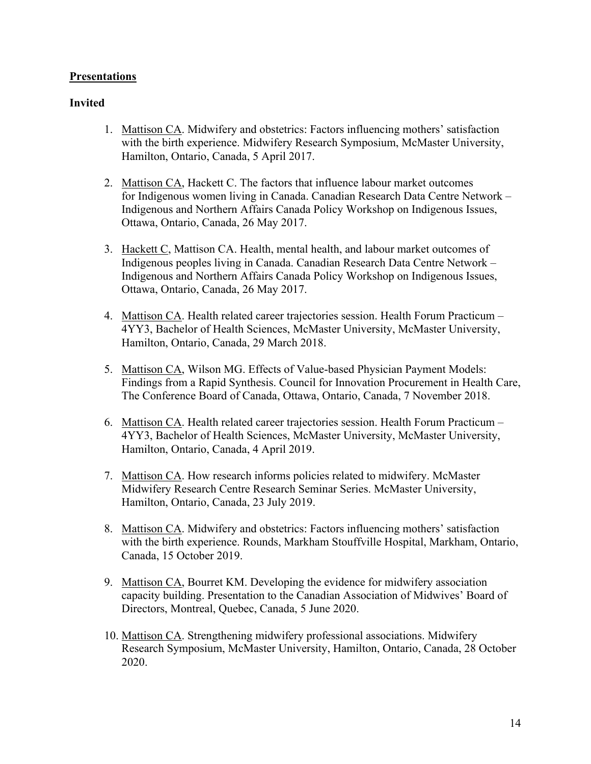## Presentations

### Invited

1. Mattison CA. Midwifery and obstetrics: Factors influencing mothers' satisfaction with the birth experience. Midwifery Research Symposium, McMaster University, Hamilton, Ontario, Canada, 5 April 2017.

2. Mattison CA, Hackett C. The factors that influence labour market outcomes for Indigenous women living in Canada. Canadian Research Data Centre Network – Indigenous and Northern Affairs Canada Policy Workshop on Indigenous Issues, Ottawa, Ontario, Canada, 26 May 2017.

3. Hackett C, Mattison CA. Health, mental health, and labour market outcomes of Indigenous peoples living in Canada. Canadian Research Data Centre Network – Indigenous and Northern Affairs Canada Policy Workshop on Indigenous Issues, Ottawa, Ontario, Canada, 26 May 2017.

4. Mattison CA. Health related career trajectories session. Health Forum Practicum – 4YY3, Bachelor of Health Sciences, McMaster University, McMaster University, Hamilton, Ontario, Canada, 29 March 2018.

5. Mattison CA, Wilson MG. Effects of Value-based Physician Payment Models: Findings from a Rapid Synthesis. Council for Innovation Procurement in Health Care, The Conference Board of Canada, Ottawa, Ontario, Canada, 7 November 2018.

6. Mattison CA. Health related career trajectories session. Health Forum Practicum – 4YY3, Bachelor of Health Sciences, McMaster University, McMaster University, Hamilton, Ontario, Canada, 4 April 2019.

7. Mattison CA. How research informs policies related to midwifery. McMaster Midwifery Research Centre Research Seminar Series. McMaster University, Hamilton, Ontario, Canada, 23 July 2019.

8. Mattison CA. Midwifery and obstetrics: Factors influencing mothers' satisfaction with the birth experience. Rounds, Markham Stouffville Hospital, Markham, Ontario, Canada, 15 October 2019.

9. Mattison CA, Bourret KM. Developing the evidence for midwifery association capacity building. Presentation to the Canadian Association of Midwives' Board of Directors, Montreal, Quebec, Canada, 5 June 2020.

10. Mattison CA. Strengthening midwifery professional associations. Midwifery Research Symposium, McMaster University, Hamilton, Ontario, Canada, 28 October 2020.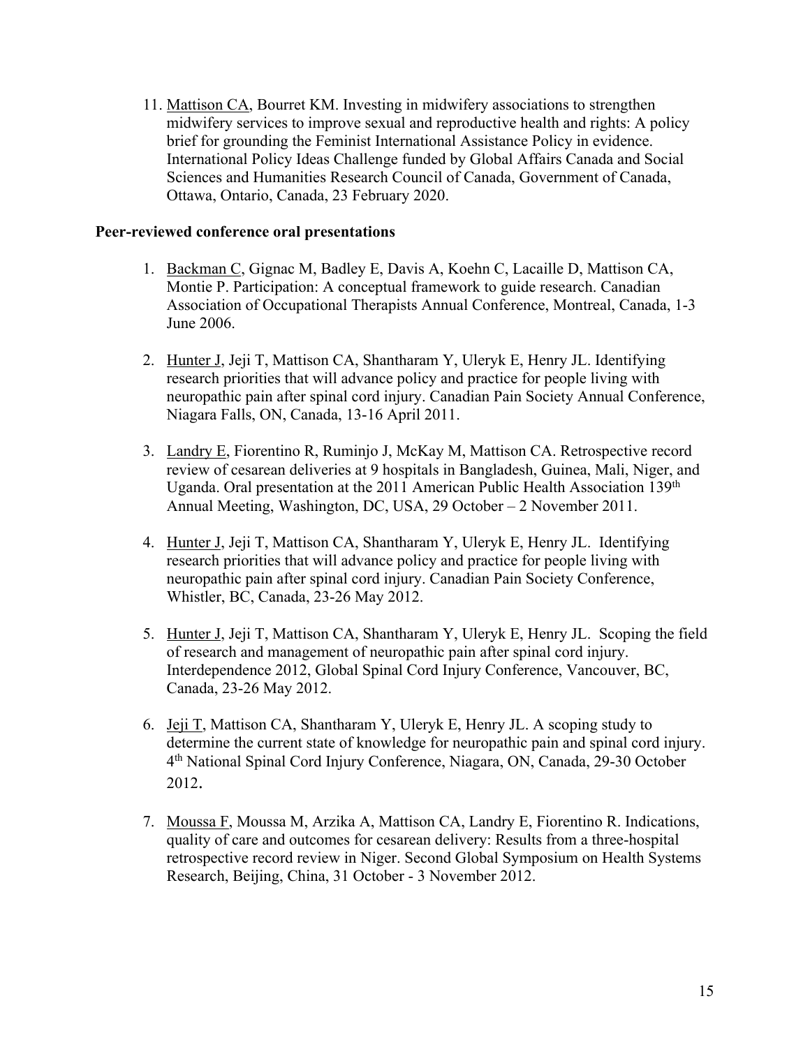11. Mattison CA, Bourret KM. Investing in midwifery associations to strengthen midwifery services to improve sexual and reproductive health and rights: A policy brief for grounding the Feminist International Assistance Policy in evidence. International Policy Ideas Challenge funded by Global Affairs Canada and Social Sciences and Humanities Research Council of Canada, Government of Canada, Ottawa, Ontario, Canada, 23 February 2020.

**Peer-reviewed conference oral presentations**

1. Backman C, Gignac M, Badley E, Davis A, Koehn C, Lacaille D, Mattison CA, Montie P. Participation: A conceptual framework to guide research. Canadian Association of Occupational Therapists Annual Conference, Montreal, Canada, 1-3 June 2006.

2. Hunter J, Jeji T, Mattison CA, Shantharam Y, Uleryk E, Henry JL. Identifying research priorities that will advance policy and practice for people living with neuropathic pain after spinal cord injury. Canadian Pain Society Annual Conference, Niagara Falls, ON, Canada, 13-16 April 2011.

3. Landry E, Fiorentino R, Ruminjo J, McKay M, Mattison CA. Retrospective record review of cesarean deliveries at 9 hospitals in Bangladesh, Guinea, Mali, Niger, and Uganda. Oral presentation at the 2011 American Public Health Association 139th Annual Meeting, Washington, DC, USA, 29 October – 2 November 2011.

4. Hunter J, Jeji T, Mattison CA, Shantharam Y, Uleryk E, Henry JL. Identifying research priorities that will advance policy and practice for people living with neuropathic pain after spinal cord injury. Canadian Pain Society Conference, Whistler, BC, Canada, 23-26 May 2012.

5. Hunter J, Jeji T, Mattison CA, Shantharam Y, Uleryk E, Henry JL. Scoping the field of research and management of neuropathic pain after spinal cord injury. Interdependence 2012, Global Spinal Cord Injury Conference, Vancouver, BC, Canada, 23-26 May 2012.

6. Jeji T, Mattison CA, Shantharam Y, Uleryk E, Henry JL. A scoping study to determine the current state of knowledge for neuropathic pain and spinal cord injury. 4th National Spinal Cord Injury Conference, Niagara, ON, Canada, 29-30 October 2012.

7. Moussa F, Moussa M, Arzika A, Mattison CA, Landry E, Fiorentino R. Indications, quality of care and outcomes for cesarean delivery: Results from a three-hospital retrospective record review in Niger. Second Global Symposium on Health Systems Research, Beijing, China, 31 October - 3 November 2012.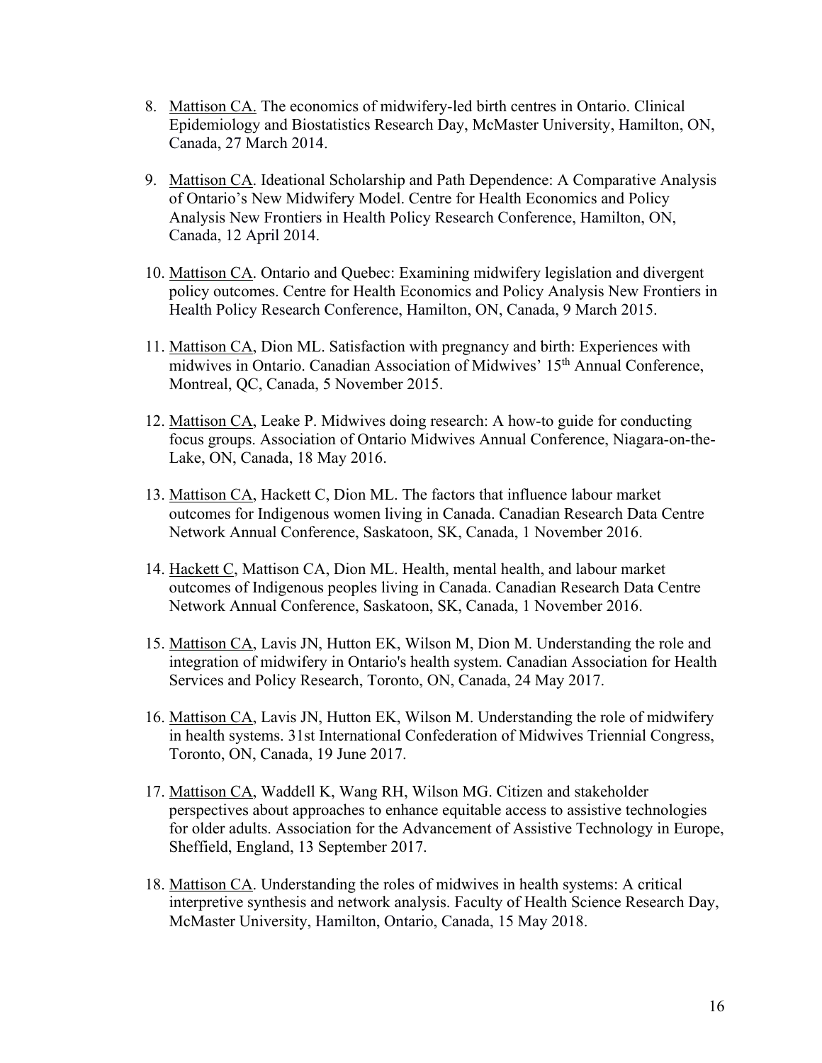8. Mattison CA. The economics of midwifery-led birth centres in Ontario. Clinical Epidemiology and Biostatistics Research Day, McMaster University, Hamilton, ON, Canada, 27 March 2014.

9. Mattison CA. Ideational Scholarship and Path Dependence: A Comparative Analysis of Ontario's New Midwifery Model. Centre for Health Economics and Policy Analysis New Frontiers in Health Policy Research Conference, Hamilton, ON, Canada, 12 April 2014.

10. Mattison CA. Ontario and Quebec: Examining midwifery legislation and divergent policy outcomes. Centre for Health Economics and Policy Analysis New Frontiers in Health Policy Research Conference, Hamilton, ON, Canada, 9 March 2015.

11. Mattison CA, Dion ML. Satisfaction with pregnancy and birth: Experiences with midwives in Ontario. Canadian Association of Midwives' 15th Annual Conference, Montreal, QC, Canada, 5 November 2015.

12. Mattison CA, Leake P. Midwives doing research: A how-to guide for conducting focus groups. Association of Ontario Midwives Annual Conference, Niagara-on-the-Lake, ON, Canada, 18 May 2016.

13. Mattison CA, Hackett C, Dion ML. The factors that influence labour market outcomes for Indigenous women living in Canada. Canadian Research Data Centre Network Annual Conference, Saskatoon, SK, Canada, 1 November 2016.

14. Hackett C, Mattison CA, Dion ML. Health, mental health, and labour market outcomes of Indigenous peoples living in Canada. Canadian Research Data Centre Network Annual Conference, Saskatoon, SK, Canada, 1 November 2016.

15. Mattison CA, Lavis JN, Hutton EK, Wilson M, Dion M. Understanding the role and integration of midwifery in Ontario's health system. Canadian Association for Health Services and Policy Research, Toronto, ON, Canada, 24 May 2017.

16. Mattison CA, Lavis JN, Hutton EK, Wilson M. Understanding the role of midwifery in health systems. 31st International Confederation of Midwives Triennial Congress, Toronto, ON, Canada, 19 June 2017.

17. Mattison CA, Waddell K, Wang RH, Wilson MG. Citizen and stakeholder perspectives about approaches to enhance equitable access to assistive technologies for older adults. Association for the Advancement of Assistive Technology in Europe, Sheffield, England, 13 September 2017.

18. Mattison CA. Understanding the roles of midwives in health systems: A critical interpretive synthesis and network analysis. Faculty of Health Science Research Day, McMaster University, Hamilton, Ontario, Canada, 15 May 2018.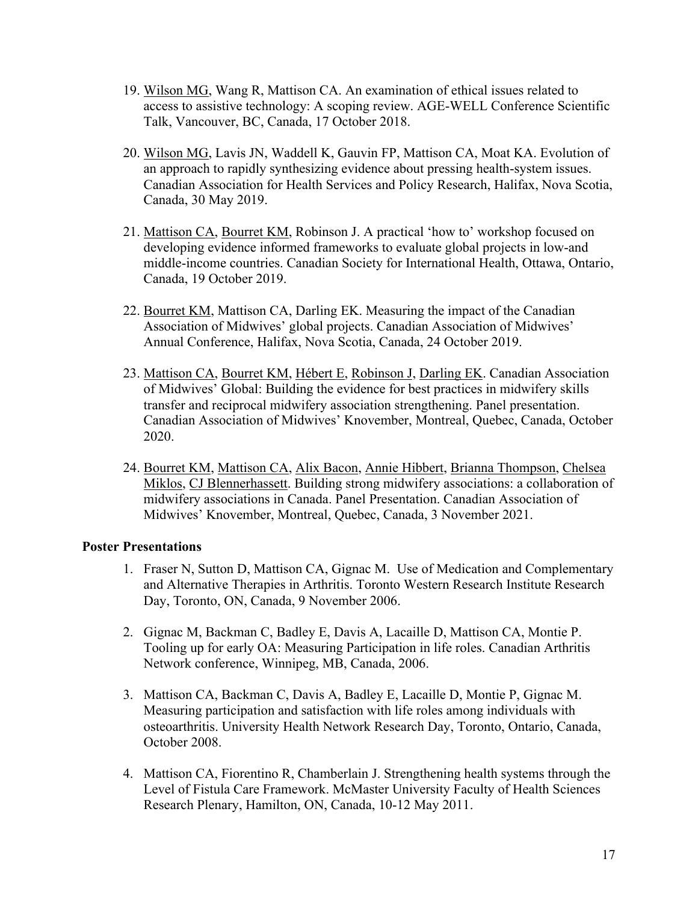19. Wilson MG, Wang R, Mattison CA. An examination of ethical issues related to access to assistive technology: A scoping review. AGE-WELL Conference Scientific Talk, Vancouver, BC, Canada, 17 October 2018.

20. Wilson MG, Lavis JN, Waddell K, Gauvin FP, Mattison CA, Moat KA. Evolution of an approach to rapidly synthesizing evidence about pressing health-system issues. Canadian Association for Health Services and Policy Research, Halifax, Nova Scotia, Canada, 30 May 2019.

21. Mattison CA, Bourret KM, Robinson J. A practical 'how to' workshop focused on developing evidence informed frameworks to evaluate global projects in low-and middle-income countries. Canadian Society for International Health, Ottawa, Ontario, Canada, 19 October 2019.

22. Bourret KM, Mattison CA, Darling EK. Measuring the impact of the Canadian Association of Midwives' global projects. Canadian Association of Midwives' Annual Conference, Halifax, Nova Scotia, Canada, 24 October 2019.

23. Mattison CA, Bourret KM, Hébert E, Robinson J, Darling EK. Canadian Association of Midwives' Global: Building the evidence for best practices in midwifery skills transfer and reciprocal midwifery association strengthening. Panel presentation. Canadian Association of Midwives' Knovember, Montreal, Quebec, Canada, October 2020.

24. Bourret KM, Mattison CA, Alix Bacon, Annie Hibbert, Brianna Thompson, Chelsea Miklos, CJ Blennerhassett. Building strong midwifery associations: a collaboration of midwifery associations in Canada. Panel Presentation. Canadian Association of Midwives' Knovember, Montreal, Quebec, Canada, 3 November 2021.

**Poster Presentations**

1. Fraser N, Sutton D, Mattison CA, Gignac M. Use of Medication and Complementary and Alternative Therapies in Arthritis. Toronto Western Research Institute Research Day, Toronto, ON, Canada, 9 November 2006.

2. Gignac M, Backman C, Badley E, Davis A, Lacaille D, Mattison CA, Montie P. Tooling up for early OA: Measuring Participation in life roles. Canadian Arthritis Network conference, Winnipeg, MB, Canada, 2006.

3. Mattison CA, Backman C, Davis A, Badley E, Lacaille D, Montie P, Gignac M. Measuring participation and satisfaction with life roles among individuals with osteoarthritis. University Health Network Research Day, Toronto, Ontario, Canada, October 2008.

4. Mattison CA, Fiorentino R, Chamberlain J. Strengthening health systems through the Level of Fistula Care Framework. McMaster University Faculty of Health Sciences Research Plenary, Hamilton, ON, Canada, 10-12 May 2011.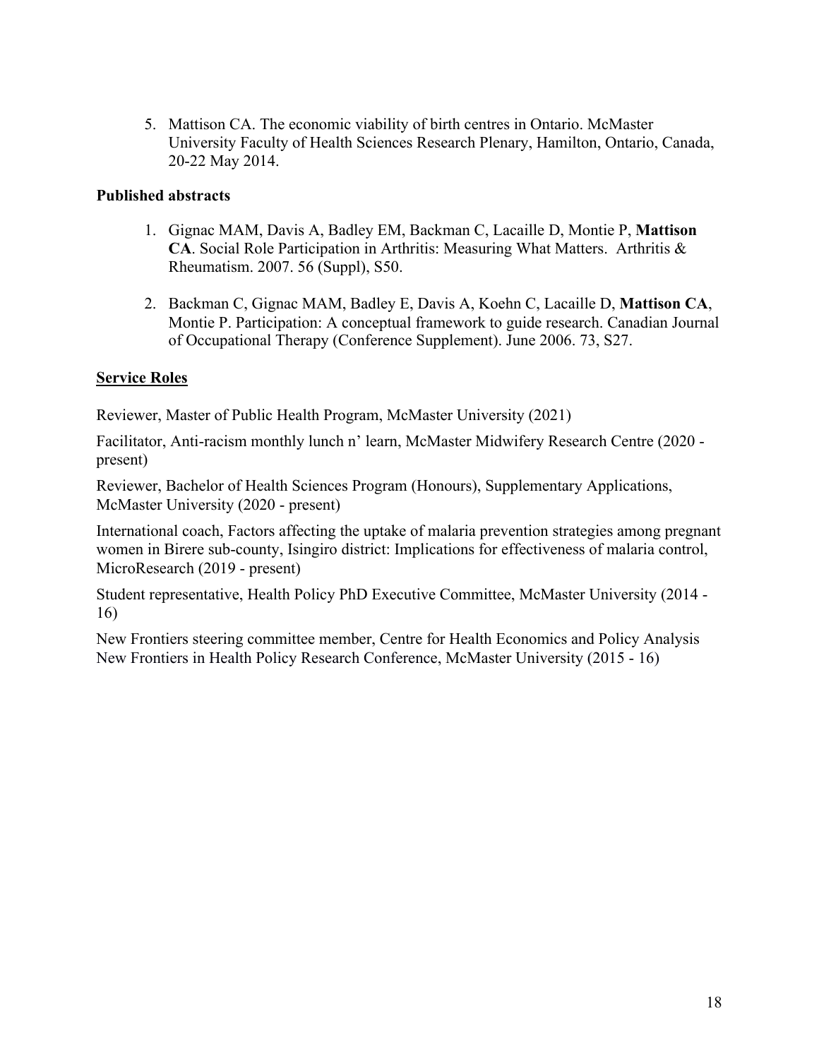5. Mattison CA. The economic viability of birth centres in Ontario. McMaster University Faculty of Health Sciences Research Plenary, Hamilton, Ontario, Canada, 20-22 May 2014.

**Published abstracts**

1. Gignac MAM, Davis A, Badley EM, Backman C, Lacaille D, Montie P, **Mattison CA**. Social Role Participation in Arthritis: Measuring What Matters. Arthritis & Rheumatism. 2007. 56 (Suppl), S50.

2. Backman C, Gignac MAM, Badley E, Davis A, Koehn C, Lacaille D, **Mattison CA**, Montie P. Participation: A conceptual framework to guide research. Canadian Journal of Occupational Therapy (Conference Supplement). June 2006. 73, S27.

## Service Roles

Reviewer, Master of Public Health Program, McMaster University (2021)

Facilitator, Anti-racism monthly lunch n' learn, McMaster Midwifery Research Centre (2020 - present)

Reviewer, Bachelor of Health Sciences Program (Honours), Supplementary Applications, McMaster University (2020 - present)

International coach, Factors affecting the uptake of malaria prevention strategies among pregnant women in Birere sub-county, Isingiro district: Implications for effectiveness of malaria control, MicroResearch (2019 - present)

Student representative, Health Policy PhD Executive Committee, McMaster University (2014 - 16)

New Frontiers steering committee member, Centre for Health Economics and Policy Analysis New Frontiers in Health Policy Research Conference, McMaster University (2015 - 16)